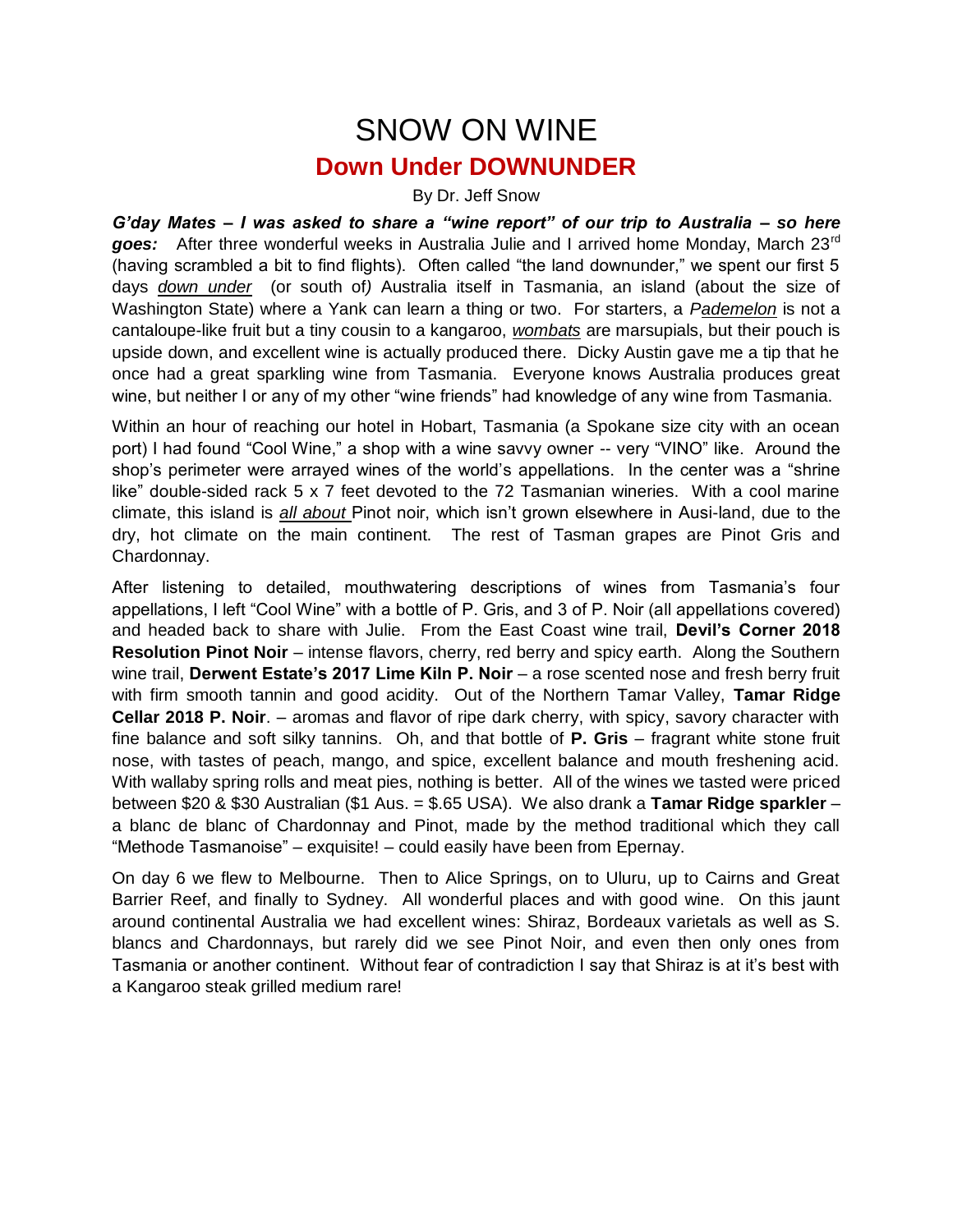# SNOW ON WINE

## Down Under DOWNUNDER

By Dr. Jeff Snow

***G'day Mates – I was asked to share a "wine report" of our trip to Australia – so here goes:*** After three wonderful weeks in Australia Julie and I arrived home Monday, March 23rd (having scrambled a bit to find flights). Often called "the land downunder," we spent our first 5 days *down under* (or south of*)* Australia itself in Tasmania, an island (about the size of Washington State) where a Yank can learn a thing or two. For starters, a *Pademelon* is not a cantaloupe-like fruit but a tiny cousin to a kangaroo, *wombats* are marsupials, but their pouch is upside down, and excellent wine is actually produced there. Dicky Austin gave me a tip that he once had a great sparkling wine from Tasmania. Everyone knows Australia produces great wine, but neither I or any of my other "wine friends" had knowledge of any wine from Tasmania.

Within an hour of reaching our hotel in Hobart, Tasmania (a Spokane size city with an ocean port) I had found "Cool Wine," a shop with a wine savvy owner -- very "VINO" like. Around the shop's perimeter were arrayed wines of the world's appellations. In the center was a "shrine like" double-sided rack 5 x 7 feet devoted to the 72 Tasmanian wineries. With a cool marine climate, this island is *all about* Pinot noir, which isn't grown elsewhere in Ausi-land, due to the dry, hot climate on the main continent. The rest of Tasman grapes are Pinot Gris and Chardonnay.

After listening to detailed, mouthwatering descriptions of wines from Tasmania's four appellations, I left "Cool Wine" with a bottle of P. Gris, and 3 of P. Noir (all appellations covered) and headed back to share with Julie. From the East Coast wine trail, **Devil's Corner 2018 Resolution Pinot Noir** – intense flavors, cherry, red berry and spicy earth. Along the Southern wine trail, **Derwent Estate's 2017 Lime Kiln P. Noir** – a rose scented nose and fresh berry fruit with firm smooth tannin and good acidity. Out of the Northern Tamar Valley, **Tamar Ridge Cellar 2018 P. Noir**. – aromas and flavor of ripe dark cherry, with spicy, savory character with fine balance and soft silky tannins. Oh, and that bottle of **P. Gris** – fragrant white stone fruit nose, with tastes of peach, mango, and spice, excellent balance and mouth freshening acid. With wallaby spring rolls and meat pies, nothing is better. All of the wines we tasted were priced between $20 & $30 Australian ($1 Aus. = $.65 USA). We also drank a **Tamar Ridge sparkler** – a blanc de blanc of Chardonnay and Pinot, made by the method traditional which they call "Methode Tasmanoise" – exquisite! – could easily have been from Epernay.

On day 6 we flew to Melbourne. Then to Alice Springs, on to Uluru, up to Cairns and Great Barrier Reef, and finally to Sydney. All wonderful places and with good wine. On this jaunt around continental Australia we had excellent wines: Shiraz, Bordeaux varietals as well as S. blancs and Chardonnays, but rarely did we see Pinot Noir, and even then only ones from Tasmania or another continent. Without fear of contradiction I say that Shiraz is at it's best with a Kangaroo steak grilled medium rare!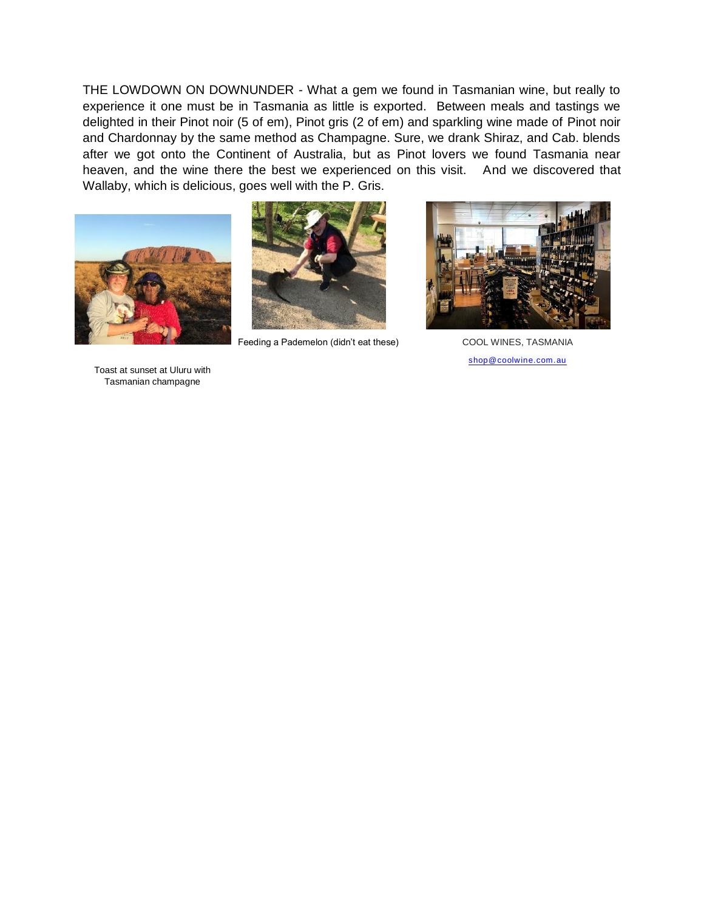THE LOWDOWN ON DOWNUNDER - What a gem we found in Tasmanian wine, but really to experience it one must be in Tasmania as little is exported. Between meals and tastings we delighted in their Pinot noir (5 of em), Pinot gris (2 of em) and sparkling wine made of Pinot noir and Chardonnay by the same method as Champagne. Sure, we drank Shiraz, and Cab. blends after we got onto the Continent of Australia, but as Pinot lovers we found Tasmania near heaven, and the wine there the best we experienced on this visit. And we discovered that Wallaby, which is delicious, goes well with the P. Gris.

Toast at sunset at Uluru with Tasmanian champagne

Feeding a Pademelon (didn't eat these)

COOL WINES, TASMANIA

shop@coolwine.com.au